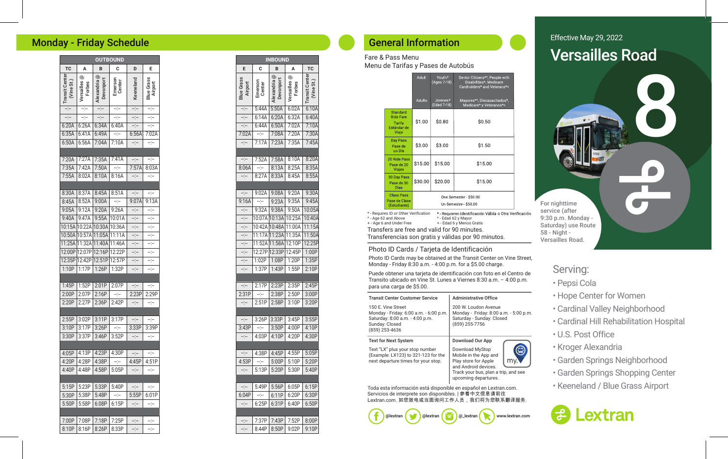## Monday - Friday Schedule

### OUTBOUND

| TC | A | B | C | D | E |
|---|---|---|---|---|---|
| Transit Center (Vine St.) | Versailles @ Forbes | Alexandria @ Devonport | Emerson Center | Keeneland | Blue Grass Airport |
| --:-- | --:-- | --:-- | --:-- | --:-- | --:-- |
| --:-- | --:-- | --:-- | --:-- | --:-- | --:-- |
| 6:20A | 6:26A | 6:34A | 6:40A | --:-- | --:-- |
| 6:35A | 6:41A | 6:49A | --:-- | 6:56A | 7:02A |
| 6:50A | 6:56A | 7:04A | 7:10A | --:-- | --:-- |
| 7:20A | 7:27A | 7:35A | 7:41A | --:-- | --:-- |
| 7:35A | 7:42A | 7:50A | --:-- | 7:57A | 8:03A |
| 7:55A | 8:02A | 8:10A | 8:16A | --:-- | --:-- |
| 8:30A | 8:37A | 8:45A | 8:51A | --:-- | --:-- |
| 8:45A | 8:52A | 9:00A | --:-- | 9:07A | 9:13A |
| 9:05A | 9:12A | 9:20A | 9:26A | --:-- | --:-- |
| 9:40A | 9:47A | 9:55A | 10:01A | --:-- | --:-- |
| 10:15A | 10:22A | 10:30A | 10:36A | --:-- | --:-- |
| 10:50A | 10:57A | 11:05A | 11:11A | --:-- | --:-- |
| 11:25A | 11:32A | 11:40A | 11:46A | --:-- | --:-- |
| 12:00P | 12:07P | 12:16P | 12:22P | --:-- | --:-- |
| 12:35P | 12:42P | 12:51P | 12:57P | --:-- | --:-- |
| 1:10P | 1:17P | 1:26P | 1:32P | --:-- | --:-- |
| 1:45P | 1:52P | 2:01P | 2:07P | --:-- | --:-- |
| 2:00P | 2:07P | 2:16P | --:-- | 2:23P | 2:29P |
| 2:20P | 2:27P | 2:36P | 2:42P | --:-- | --:-- |
| 2:55P | 3:02P | 3:11P | 3:17P | --:-- | --:-- |
| 3:10P | 3:17P | 3:26P | --:-- | 3:33P | 3:39P |
| 3:30P | 3:37P | 3:46P | 3:52P | --:-- | --:-- |
| 4:05P | 4:13P | 4:23P | 4:30P | --:-- | --:-- |
| 4:20P | 4:28P | 4:38P | --:-- | 4:45P | 4:51P |
| 4:40P | 4:48P | 4:58P | 5:05P | --:-- | --:-- |
| 5:15P | 5:23P | 5:33P | 5:40P | --:-- | --:-- |
| 5:30P | 5:38P | 5:48P | --:-- | 5:55P | 6:01P |
| 5:50P | 5:58P | 6:08P | 6:15P | --:-- | --:-- |
| 7:00P | 7:08P | 7:18P | 7:25P | --:-- | --:-- |
| 8:10P | 8:16P | 8:26P | 8:33P | --:-- | --:-- |

### INBOUND

| E | C | B | A | TC |
|---|---|---|---|---|
| Blue Grass Airport | Emerson Center | Alexandria @ Devonport | Versailles @ Forbes | Transit Center (Vine St.) |
| --:-- | 5:44A | 5:50A | 6:02A | 6:10A |
| --:-- | 6:14A | 6:20A | 6:32A | 6:40A |
| --:-- | 6:44A | 6:50A | 7:02A | 7:10A |
| 7:02A | --:-- | 7:08A | 7:20A | 7:30A |
| --:-- | 7:17A | 7:23A | 7:35A | 7:45A |
| --:-- | 7:52A | 7:58A | 8:10A | 8:20A |
| 8:06A | --:-- | 8:13A | 8:25A | 8:35A |
| --:-- | 8:27A | 8:33A | 8:45A | 8:55A |
| --:-- | 9:02A | 9:08A | 9:20A | 9:30A |
| 9:16A | --:-- | 9:23A | 9:35A | 9:45A |
| --:-- | 9:32A | 9:38A | 9:50A | 10:05A |
| --:-- | 10:07A | 10:13A | 10:25A | 10:40A |
| --:-- | 10:42A | 10:48A | 11:00A | 11:15A |
| --:-- | 11:17A | 11:23A | 11:35A | 11:50A |
| --:-- | 11:52A | 11:58A | 12:10P | 12:25P |
| --:-- | 12:27P | 12:33P | 12:45P | 1:00P |
| --:-- | 1:02P | 1:08P | 1:20P | 1:35P |
| --:-- | 1:37P | 1:43P | 1:55P | 2:10P |
| --:-- | 2:17P | 2:23P | 2:35P | 2:45P |
| 2:31P | --:-- | 2:38P | 2:50P | 3:00P |
| --:-- | 2:51P | 2:58P | 3:10P | 3:20P |
| --:-- | 3:26P | 3:33P | 3:45P | 3:55P |
| 3:43P | --:-- | 3:50P | 4:00P | 4:10P |
| --:-- | 4:03P | 4:10P | 4:20P | 4:30P |
| --:-- | 4:38P | 4:45P | 4:55P | 5:05P |
| 4:53P | --:-- | 5:00P | 5:10P | 5:20P |
| --:-- | 5:13P | 5:20P | 5:30P | 5:40P |
| --:-- | 5:49P | 5:56P | 6:05P | 6:15P |
| 6:04P | --:-- | 6:11P | 6:20P | 6:30P |
| --:-- | 6:25P | 6:31P | 6:40P | 6:50P |
| --:-- | 7:37P | 7:43P | 7:52P | 8:00P |
| --:-- | 8:44P | 8:50P | 9:02P | 9:10P |

## General Information

Fare & Pass Menu
Menu de Tarifas y Pases de Autobús

| | Adult / Adulto | Youth+ (Ages 7-18) / Jovenes+ (Edad 7-18) | Senior Citizens**, People with Disabilities*, Medicare Cardholders* and Veterans*+ / Mayores**, Discapacitados*, Medicare* y Veteranos*< |
|---|---|---|---|
| Standard Ride Fare / Tarifa Estándar de Viaje | $1.00 | $0.80 | $0.50 |
| Day Pass / Pase de un Día | $3.00 | $3.00 | $1.50 |
| 20 Ride Pass / Pase de 20 Viajes | $15.00 | $15.00 | $15.00 |
| 30 Day Pass / Pase de 30 Días | $30.00 | $20.00 | $15.00 |
| Class Pass / Pase de Clase (Estudiante) | One Semester - $50.00 / Un Semestre - $50.00 | | |

\* - Requires ID or Other Verification
^ - Age 62 and Above
+ - Age 6 and Under Free

\* - Requieren Identificación Válida o Otra Verificación
^ - Edad 62 y Mayor
+ - Edad 6 y Menos Gratis

Transfers are free and valid for 90 minutes.
Transferencias son gratis y válidas por 90 minutos.

### Photo ID Cards / Tarjeta de Identificación

Photo ID Cards may be obtained at the Transit Center on Vine Street, Monday - Friday 8:30 a.m. - 4:00 p.m. for a $5.00 charge.

Puede obtener una tarjeta de identificación con foto en el Centro de Transito ubicado en Vine St. Lunes a Viernes 8:30 a.m. – 4:00 p.m. para una carga de $5.00.

**Transit Center Customer Service**
150 E. Vine Street
Monday - Friday: 6:00 a.m. - 6:00 p.m.
Saturday: 8:00 a.m. - 4:00 p.m.
Sunday: Closed
(859) 253-4636

**Administrative Office**
200 W. Loudon Avenue
Monday - Friday: 8:00 a.m. - 5:00 p.m.
Saturday - Sunday: Closed
(859) 255-7756

**Text for Next System**
Text "LX" plus your stop number (Example: LX123) to 321-123 for the next departure times for your stop.

**Download Our App**
Download MyStop Mobile in the App and Play store for Apple and Android devices. Track your bus, plan a trip, and see upcoming departures.

Toda esta información está disponible en español en Lextran.com.
Servicios de interprete son disponibles. | 参看中文信息请前往 Lextran.com. 如您致电或当面询问工作人员，我们将为您联系翻译服务.

@lextran @lextran @_lextran www.lextran.com

Effective May 29, 2022

# Versailles Road

# 8

For nighttime service (after 9:30 p.m. Monday - Saturday) use Route 58 - Night - Versailles Road.

## Serving:

- Pepsi Cola
- Hope Center for Women
- Cardinal Valley Neighborhood
- Cardinal Hill Rehabilitation Hospital
- U.S. Post Office
- Kroger Alexandria
- Garden Springs Neighborhood
- Garden Springs Shopping Center
- Keeneland / Blue Grass Airport

Lextran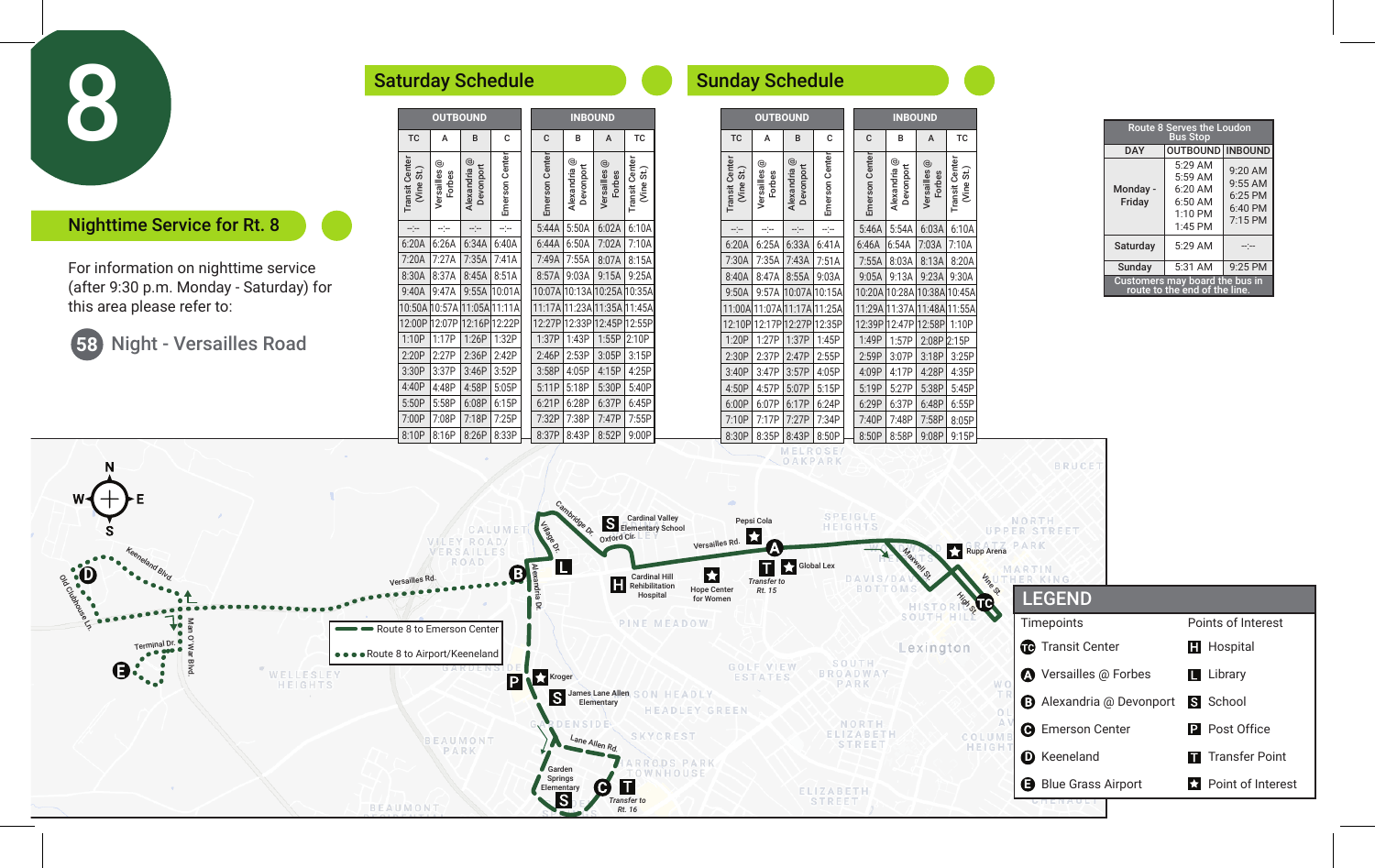# 8

## Nighttime Service for Rt. 8

For information on nighttime service (after 9:30 p.m. Monday - Saturday) for this area please refer to:

58 Night - Versailles Road

## Saturday Schedule

| OUTBOUND | | | | INBOUND | | | |
|---|---|---|---|---|---|---|---|
| TC | A | B | C | C | B | A | TC |
| Transit Center (Vine St.) | Versailles @ Forbes | Alexandria @ Devonport | Emerson Center | Emerson Center | Alexandria @ Devonport | Versailles @ Forbes | Transit Center (Vine St.) |
| --:-- | --:-- | --:-- | --:-- | 5:44A | 5:50A | 6:02A | 6:10A |
| 6:20A | 6:26A | 6:34A | 6:40A | 6:44A | 6:50A | 7:02A | 7:10A |
| 7:20A | 7:27A | 7:35A | 7:41A | 7:49A | 7:55A | 8:07A | 8:15A |
| 8:30A | 8:37A | 8:45A | 8:51A | 8:57A | 9:03A | 9:15A | 9:25A |
| 9:40A | 9:47A | 9:55A | 10:01A | 10:07A | 10:13A | 10:25A | 10:35A |
| 10:50A | 10:57A | 11:05A | 11:11A | 11:17A | 11:23A | 11:35A | 11:45A |
| 12:00P | 12:07P | 12:16P | 12:22P | 12:27P | 12:33P | 12:45P | 12:55P |
| 1:10P | 1:17P | 1:26P | 1:32P | 1:37P | 1:43P | 1:55P | 2:10P |
| 2:20P | 2:27P | 2:36P | 2:42P | 2:46P | 2:53P | 3:05P | 3:15P |
| 3:30P | 3:37P | 3:46P | 3:52P | 3:58P | 4:05P | 4:15P | 4:25P |
| 4:40P | 4:48P | 4:58P | 5:05P | 5:11P | 5:18P | 5:30P | 5:40P |
| 5:50P | 5:58P | 6:08P | 6:15P | 6:21P | 6:28P | 6:37P | 6:45P |
| 7:00P | 7:08P | 7:18P | 7:25P | 7:32P | 7:38P | 7:47P | 7:55P |
| 8:10P | 8:16P | 8:26P | 8:33P | 8:37P | 8:43P | 8:52P | 9:00P |

## Sunday Schedule

| OUTBOUND | | | | INBOUND | | | |
|---|---|---|---|---|---|---|---|
| TC | A | B | C | C | B | A | TC |
| Transit Center (Vine St.) | Versailles @ Forbes | Alexandria @ Devonport | Emerson Center | Emerson Center | Alexandria @ Devonport | Versailles @ Forbes | Transit Center (Vine St.) |
| --:-- | --:-- | --:-- | --:-- | 5:46A | 5:54A | 6:03A | 6:10A |
| 6:20A | 6:25A | 6:33A | 6:41A | 6:46A | 6:54A | 7:03A | 7:10A |
| 7:30A | 7:35A | 7:43A | 7:51A | 7:55A | 8:03A | 8:13A | 8:20A |
| 8:40A | 8:47A | 8:55A | 9:03A | 9:05A | 9:13A | 9:23A | 9:30A |
| 9:50A | 9:57A | 10:07A | 10:15A | 10:20A | 10:28A | 10:38A | 10:45A |
| 11:00A | 11:07A | 11:17A | 11:25A | 11:29A | 11:37A | 11:48A | 11:55A |
| 12:10P | 12:17P | 12:27P | 12:35P | 12:39P | 12:47P | 12:58P | 1:10P |
| 1:20P | 1:27P | 1:37P | 1:45P | 1:49P | 1:57P | 2:08P | 2:15P |
| 2:30P | 2:37P | 2:47P | 2:55P | 2:59P | 3:07P | 3:18P | 3:25P |
| 3:40P | 3:47P | 3:57P | 4:05P | 4:09P | 4:17P | 4:28P | 4:35P |
| 4:50P | 4:57P | 5:07P | 5:15P | 5:19P | 5:27P | 5:38P | 5:45P |
| 6:00P | 6:07P | 6:17P | 6:24P | 6:29P | 6:37P | 6:48P | 6:55P |
| 7:10P | 7:17P | 7:27P | 7:34P | 7:40P | 7:48P | 7:58P | 8:05P |
| 8:30P | 8:35P | 8:43P | 8:50P | 8:50P | 8:58P | 9:08P | 9:15P |

## Route 8 Serves the Loudon Bus Stop

| DAY | OUTBOUND | INBOUND |
|---|---|---|
| Monday - Friday | 5:29 AM<br>5:59 AM<br>6:20 AM<br>6:50 AM<br>1:10 PM<br>1:45 PM | 9:20 AM<br>9:55 AM<br>6:25 PM<br>6:40 PM<br>7:15 PM |
| Saturday | 5:29 AM | --:-- |
| Sunday | 5:31 AM | 9:25 PM |

Customers may board the bus in route to the end of the line.

Route 8 to Emerson Center

Route 8 to Airport/Keeneland

## LEGEND

| Timepoints | Points of Interest |
|---|---|
| TC Transit Center | H Hospital |
| A Versailles @ Forbes | L Library |
| B Alexandria @ Devonport | S School |
| C Emerson Center | P Post Office |
| D Keeneland | T Transfer Point |
| E Blue Grass Airport | ★ Point of Interest |